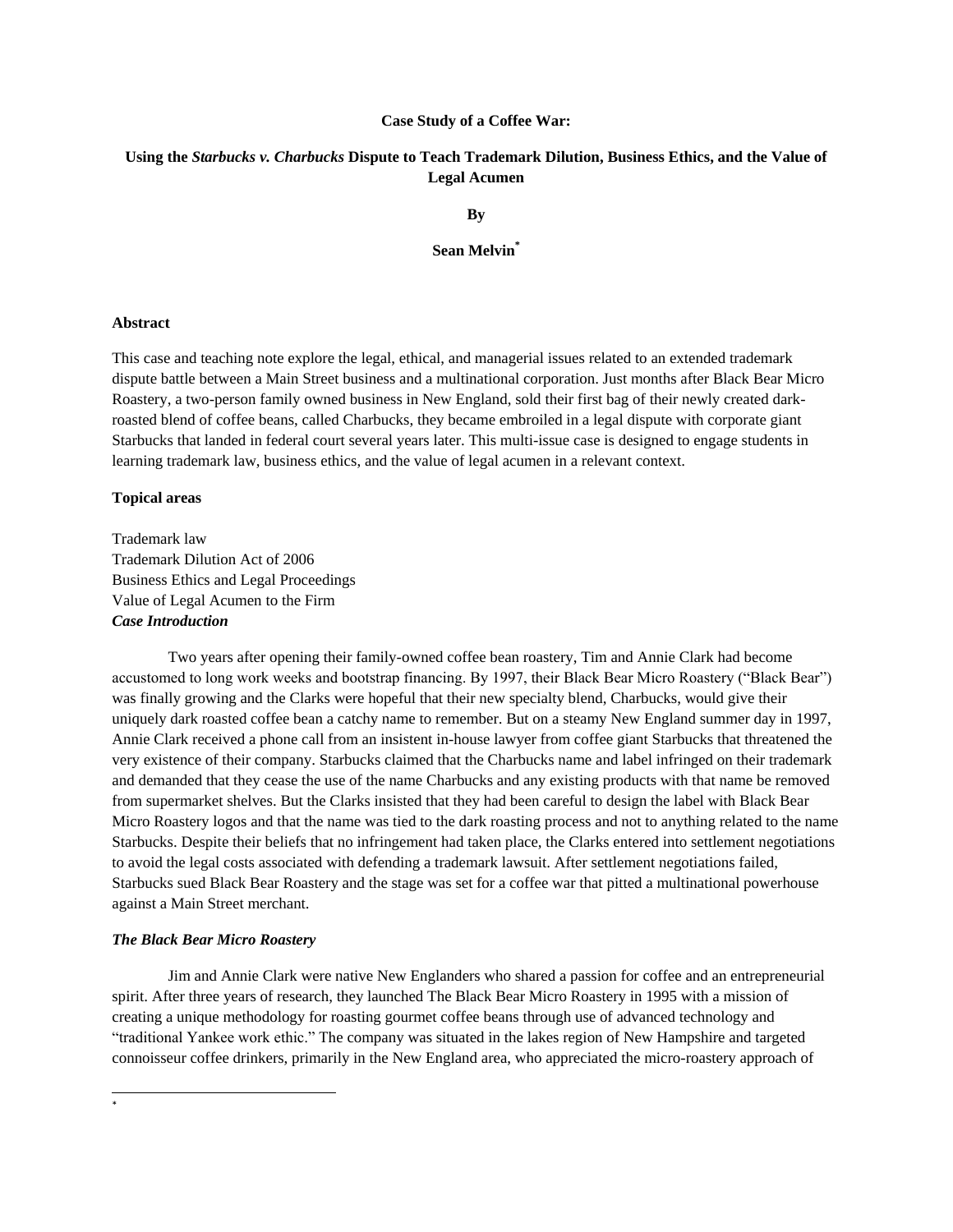**Case Study of a Coffee War:**

**Using the *Starbucks v. Charbucks* Dispute to Teach Trademark Dilution, Business Ethics, and the Value of Legal Acumen**

**By**

**Sean Melvin[*]**

**Abstract**

This case and teaching note explore the legal, ethical, and managerial issues related to an extended trademark dispute battle between a Main Street business and a multinational corporation. Just months after Black Bear Micro Roastery, a two-person family owned business in New England, sold their first bag of their newly created dark-roasted blend of coffee beans, called Charbucks, they became embroiled in a legal dispute with corporate giant Starbucks that landed in federal court several years later. This multi-issue case is designed to engage students in learning trademark law, business ethics, and the value of legal acumen in a relevant context.

**Topical areas**

Trademark law
Trademark Dilution Act of 2006
Business Ethics and Legal Proceedings
Value of Legal Acumen to the Firm

***Case Introduction***

Two years after opening their family-owned coffee bean roastery, Tim and Annie Clark had become accustomed to long work weeks and bootstrap financing. By 1997, their Black Bear Micro Roastery ("Black Bear") was finally growing and the Clarks were hopeful that their new specialty blend, Charbucks, would give their uniquely dark roasted coffee bean a catchy name to remember. But on a steamy New England summer day in 1997, Annie Clark received a phone call from an insistent in-house lawyer from coffee giant Starbucks that threatened the very existence of their company. Starbucks claimed that the Charbucks name and label infringed on their trademark and demanded that they cease the use of the name Charbucks and any existing products with that name be removed from supermarket shelves. But the Clarks insisted that they had been careful to design the label with Black Bear Micro Roastery logos and that the name was tied to the dark roasting process and not to anything related to the name Starbucks. Despite their beliefs that no infringement had taken place, the Clarks entered into settlement negotiations to avoid the legal costs associated with defending a trademark lawsuit. After settlement negotiations failed, Starbucks sued Black Bear Roastery and the stage was set for a coffee war that pitted a multinational powerhouse against a Main Street merchant.

***The Black Bear Micro Roastery***

Jim and Annie Clark were native New Englanders who shared a passion for coffee and an entrepreneurial spirit. After three years of research, they launched The Black Bear Micro Roastery in 1995 with a mission of creating a unique methodology for roasting gourmet coffee beans through use of advanced technology and "traditional Yankee work ethic." The company was situated in the lakes region of New Hampshire and targeted connoisseur coffee drinkers, primarily in the New England area, who appreciated the micro-roastery approach of

[*]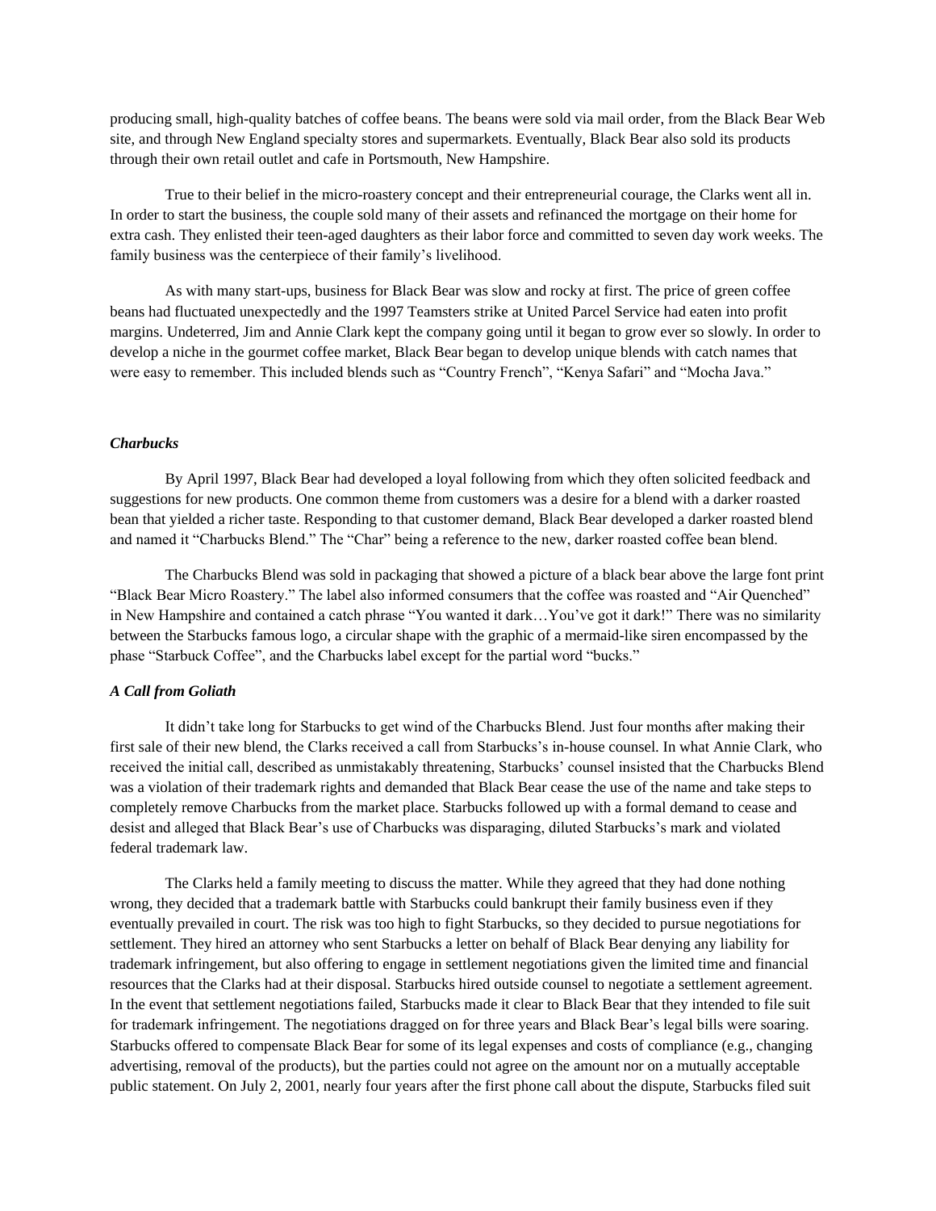producing small, high-quality batches of coffee beans. The beans were sold via mail order, from the Black Bear Web site, and through New England specialty stores and supermarkets. Eventually, Black Bear also sold its products through their own retail outlet and cafe in Portsmouth, New Hampshire.

True to their belief in the micro-roastery concept and their entrepreneurial courage, the Clarks went all in. In order to start the business, the couple sold many of their assets and refinanced the mortgage on their home for extra cash. They enlisted their teen-aged daughters as their labor force and committed to seven day work weeks. The family business was the centerpiece of their family's livelihood.

As with many start-ups, business for Black Bear was slow and rocky at first. The price of green coffee beans had fluctuated unexpectedly and the 1997 Teamsters strike at United Parcel Service had eaten into profit margins. Undeterred, Jim and Annie Clark kept the company going until it began to grow ever so slowly. In order to develop a niche in the gourmet coffee market, Black Bear began to develop unique blends with catch names that were easy to remember. This included blends such as "Country French", "Kenya Safari" and "Mocha Java."

### *Charbucks*

By April 1997, Black Bear had developed a loyal following from which they often solicited feedback and suggestions for new products. One common theme from customers was a desire for a blend with a darker roasted bean that yielded a richer taste. Responding to that customer demand, Black Bear developed a darker roasted blend and named it "Charbucks Blend." The "Char" being a reference to the new, darker roasted coffee bean blend.

The Charbucks Blend was sold in packaging that showed a picture of a black bear above the large font print "Black Bear Micro Roastery." The label also informed consumers that the coffee was roasted and "Air Quenched" in New Hampshire and contained a catch phrase "You wanted it dark…You've got it dark!" There was no similarity between the Starbucks famous logo, a circular shape with the graphic of a mermaid-like siren encompassed by the phase "Starbuck Coffee", and the Charbucks label except for the partial word "bucks."

### *A Call from Goliath*

It didn't take long for Starbucks to get wind of the Charbucks Blend. Just four months after making their first sale of their new blend, the Clarks received a call from Starbucks's in-house counsel. In what Annie Clark, who received the initial call, described as unmistakably threatening, Starbucks' counsel insisted that the Charbucks Blend was a violation of their trademark rights and demanded that Black Bear cease the use of the name and take steps to completely remove Charbucks from the market place. Starbucks followed up with a formal demand to cease and desist and alleged that Black Bear's use of Charbucks was disparaging, diluted Starbucks's mark and violated federal trademark law.

The Clarks held a family meeting to discuss the matter. While they agreed that they had done nothing wrong, they decided that a trademark battle with Starbucks could bankrupt their family business even if they eventually prevailed in court. The risk was too high to fight Starbucks, so they decided to pursue negotiations for settlement. They hired an attorney who sent Starbucks a letter on behalf of Black Bear denying any liability for trademark infringement, but also offering to engage in settlement negotiations given the limited time and financial resources that the Clarks had at their disposal. Starbucks hired outside counsel to negotiate a settlement agreement. In the event that settlement negotiations failed, Starbucks made it clear to Black Bear that they intended to file suit for trademark infringement. The negotiations dragged on for three years and Black Bear's legal bills were soaring. Starbucks offered to compensate Black Bear for some of its legal expenses and costs of compliance (e.g., changing advertising, removal of the products), but the parties could not agree on the amount nor on a mutually acceptable public statement. On July 2, 2001, nearly four years after the first phone call about the dispute, Starbucks filed suit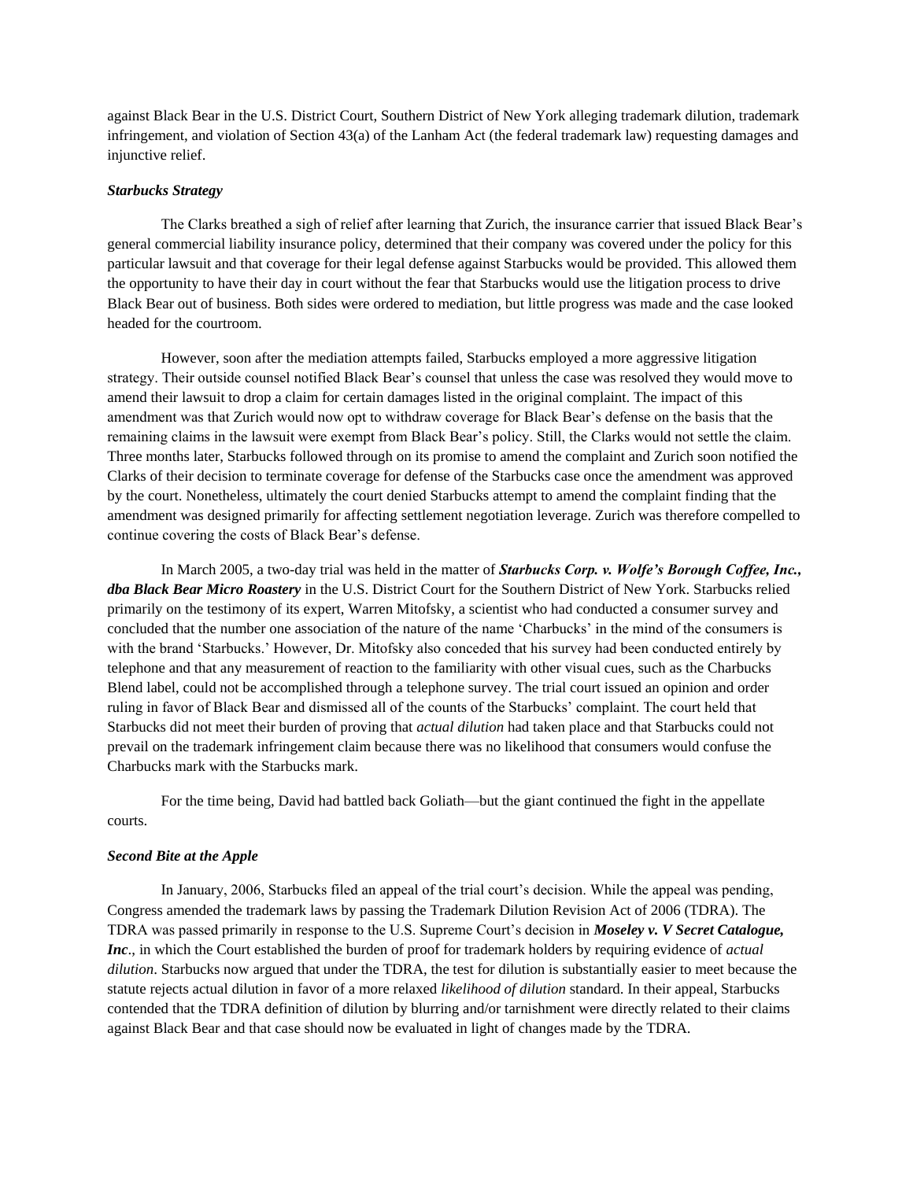against Black Bear in the U.S. District Court, Southern District of New York alleging trademark dilution, trademark infringement, and violation of Section 43(a) of the Lanham Act (the federal trademark law) requesting damages and injunctive relief.

### *Starbucks Strategy*

The Clarks breathed a sigh of relief after learning that Zurich, the insurance carrier that issued Black Bear's general commercial liability insurance policy, determined that their company was covered under the policy for this particular lawsuit and that coverage for their legal defense against Starbucks would be provided. This allowed them the opportunity to have their day in court without the fear that Starbucks would use the litigation process to drive Black Bear out of business. Both sides were ordered to mediation, but little progress was made and the case looked headed for the courtroom.

However, soon after the mediation attempts failed, Starbucks employed a more aggressive litigation strategy. Their outside counsel notified Black Bear's counsel that unless the case was resolved they would move to amend their lawsuit to drop a claim for certain damages listed in the original complaint. The impact of this amendment was that Zurich would now opt to withdraw coverage for Black Bear's defense on the basis that the remaining claims in the lawsuit were exempt from Black Bear's policy. Still, the Clarks would not settle the claim. Three months later, Starbucks followed through on its promise to amend the complaint and Zurich soon notified the Clarks of their decision to terminate coverage for defense of the Starbucks case once the amendment was approved by the court. Nonetheless, ultimately the court denied Starbucks attempt to amend the complaint finding that the amendment was designed primarily for affecting settlement negotiation leverage. Zurich was therefore compelled to continue covering the costs of Black Bear's defense.

In March 2005, a two-day trial was held in the matter of ***Starbucks Corp. v. Wolfe's Borough Coffee, Inc., dba Black Bear Micro Roastery*** in the U.S. District Court for the Southern District of New York. Starbucks relied primarily on the testimony of its expert, Warren Mitofsky, a scientist who had conducted a consumer survey and concluded that the number one association of the nature of the name 'Charbucks' in the mind of the consumers is with the brand 'Starbucks.' However, Dr. Mitofsky also conceded that his survey had been conducted entirely by telephone and that any measurement of reaction to the familiarity with other visual cues, such as the Charbucks Blend label, could not be accomplished through a telephone survey. The trial court issued an opinion and order ruling in favor of Black Bear and dismissed all of the counts of the Starbucks' complaint. The court held that Starbucks did not meet their burden of proving that *actual dilution* had taken place and that Starbucks could not prevail on the trademark infringement claim because there was no likelihood that consumers would confuse the Charbucks mark with the Starbucks mark.

For the time being, David had battled back Goliath—but the giant continued the fight in the appellate courts.

### *Second Bite at the Apple*

In January, 2006, Starbucks filed an appeal of the trial court's decision. While the appeal was pending, Congress amended the trademark laws by passing the Trademark Dilution Revision Act of 2006 (TDRA). The TDRA was passed primarily in response to the U.S. Supreme Court's decision in ***Moseley v. V Secret Catalogue, Inc***., in which the Court established the burden of proof for trademark holders by requiring evidence of *actual dilution*. Starbucks now argued that under the TDRA, the test for dilution is substantially easier to meet because the statute rejects actual dilution in favor of a more relaxed *likelihood of dilution* standard. In their appeal, Starbucks contended that the TDRA definition of dilution by blurring and/or tarnishment were directly related to their claims against Black Bear and that case should now be evaluated in light of changes made by the TDRA.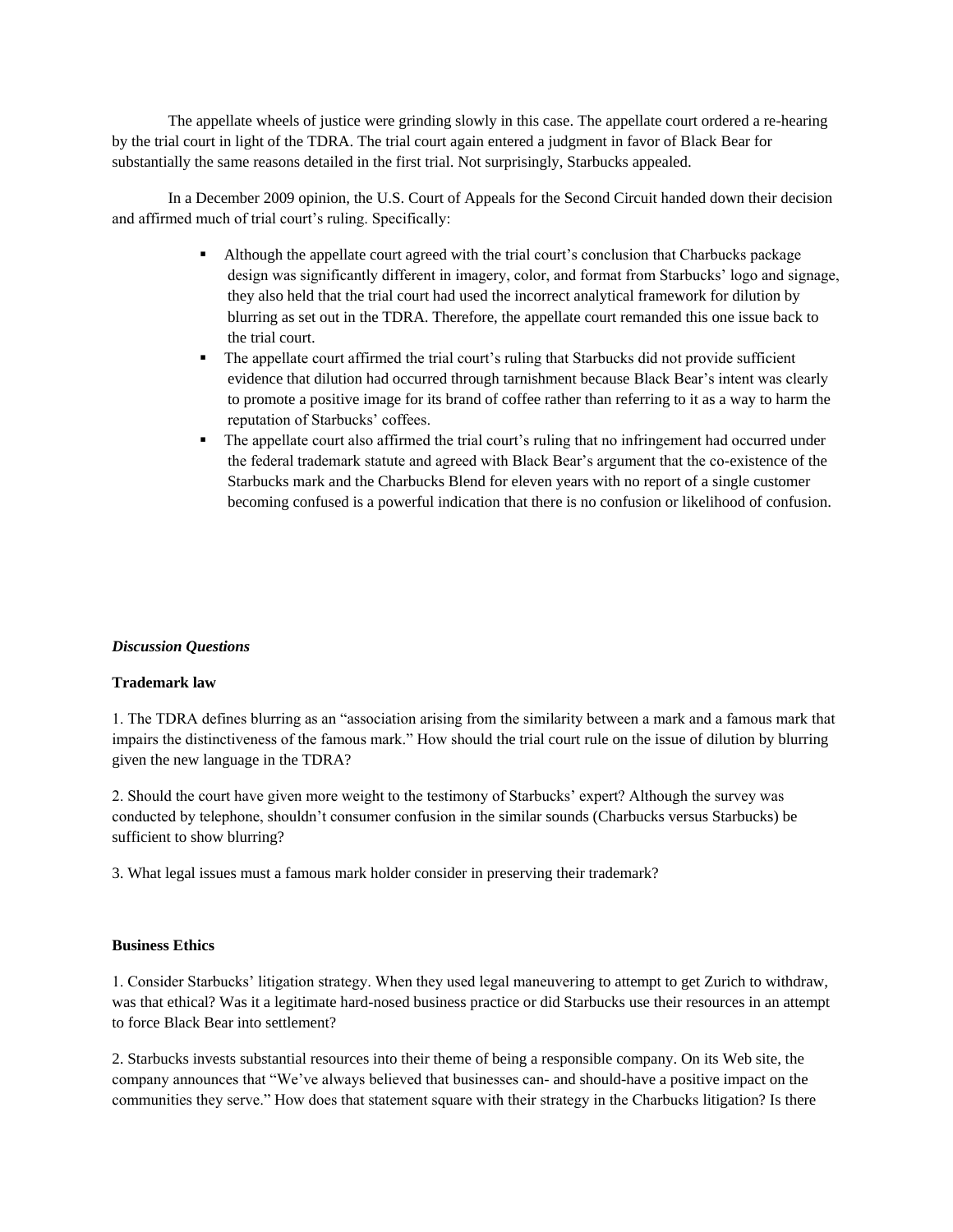The appellate wheels of justice were grinding slowly in this case. The appellate court ordered a re-hearing by the trial court in light of the TDRA. The trial court again entered a judgment in favor of Black Bear for substantially the same reasons detailed in the first trial. Not surprisingly, Starbucks appealed.

In a December 2009 opinion, the U.S. Court of Appeals for the Second Circuit handed down their decision and affirmed much of trial court's ruling. Specifically:

- Although the appellate court agreed with the trial court's conclusion that Charbucks package design was significantly different in imagery, color, and format from Starbucks' logo and signage, they also held that the trial court had used the incorrect analytical framework for dilution by blurring as set out in the TDRA. Therefore, the appellate court remanded this one issue back to the trial court.
- The appellate court affirmed the trial court's ruling that Starbucks did not provide sufficient evidence that dilution had occurred through tarnishment because Black Bear's intent was clearly to promote a positive image for its brand of coffee rather than referring to it as a way to harm the reputation of Starbucks' coffees.
- The appellate court also affirmed the trial court's ruling that no infringement had occurred under the federal trademark statute and agreed with Black Bear's argument that the co-existence of the Starbucks mark and the Charbucks Blend for eleven years with no report of a single customer becoming confused is a powerful indication that there is no confusion or likelihood of confusion.

***Discussion Questions***

**Trademark law**

1. The TDRA defines blurring as an "association arising from the similarity between a mark and a famous mark that impairs the distinctiveness of the famous mark." How should the trial court rule on the issue of dilution by blurring given the new language in the TDRA?

2. Should the court have given more weight to the testimony of Starbucks' expert? Although the survey was conducted by telephone, shouldn't consumer confusion in the similar sounds (Charbucks versus Starbucks) be sufficient to show blurring?

3. What legal issues must a famous mark holder consider in preserving their trademark?

**Business Ethics**

1. Consider Starbucks' litigation strategy. When they used legal maneuvering to attempt to get Zurich to withdraw, was that ethical? Was it a legitimate hard-nosed business practice or did Starbucks use their resources in an attempt to force Black Bear into settlement?

2. Starbucks invests substantial resources into their theme of being a responsible company. On its Web site, the company announces that "We've always believed that businesses can- and should-have a positive impact on the communities they serve." How does that statement square with their strategy in the Charbucks litigation? Is there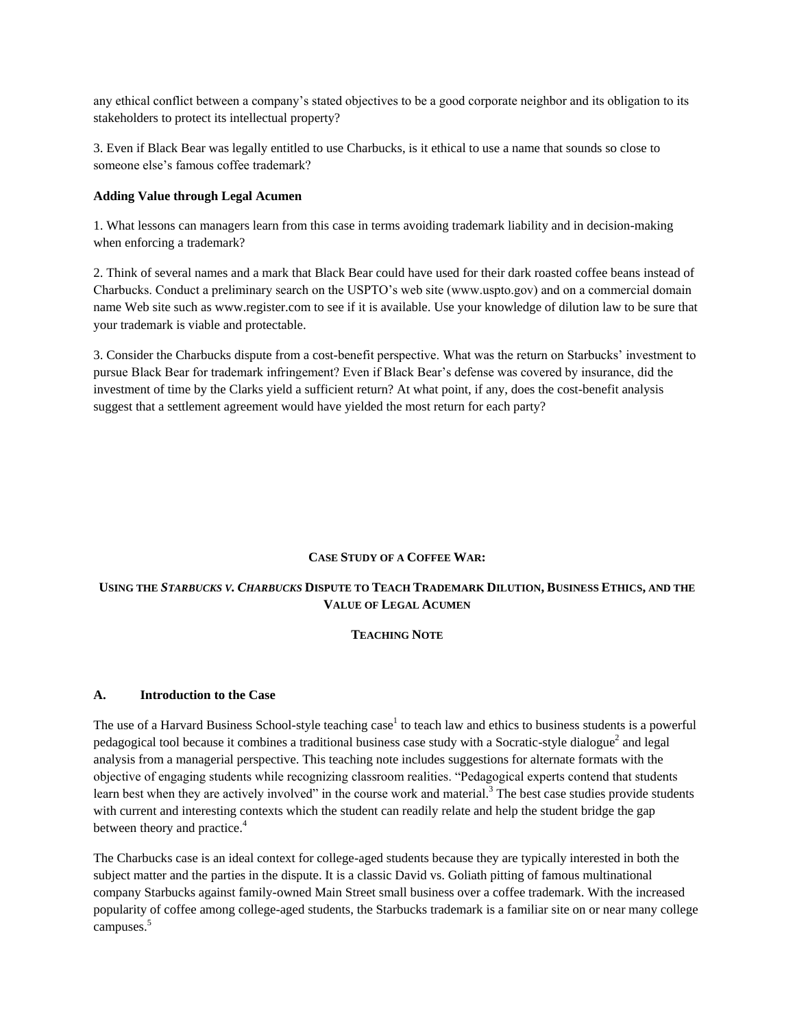any ethical conflict between a company's stated objectives to be a good corporate neighbor and its obligation to its stakeholders to protect its intellectual property?

3. Even if Black Bear was legally entitled to use Charbucks, is it ethical to use a name that sounds so close to someone else's famous coffee trademark?

**Adding Value through Legal Acumen**

1. What lessons can managers learn from this case in terms avoiding trademark liability and in decision-making when enforcing a trademark?

2. Think of several names and a mark that Black Bear could have used for their dark roasted coffee beans instead of Charbucks. Conduct a preliminary search on the USPTO's web site (www.uspto.gov) and on a commercial domain name Web site such as www.register.com to see if it is available. Use your knowledge of dilution law to be sure that your trademark is viable and protectable.

3. Consider the Charbucks dispute from a cost-benefit perspective. What was the return on Starbucks' investment to pursue Black Bear for trademark infringement? Even if Black Bear's defense was covered by insurance, did the investment of time by the Clarks yield a sufficient return? At what point, if any, does the cost-benefit analysis suggest that a settlement agreement would have yielded the most return for each party?

## CASE STUDY OF A COFFEE WAR:

## USING THE *STARBUCKS V. CHARBUCKS* DISPUTE TO TEACH TRADEMARK DILUTION, BUSINESS ETHICS, AND THE VALUE OF LEGAL ACUMEN

### TEACHING NOTE

### A. Introduction to the Case

The use of a Harvard Business School-style teaching case[1] to teach law and ethics to business students is a powerful pedagogical tool because it combines a traditional business case study with a Socratic-style dialogue[2] and legal analysis from a managerial perspective. This teaching note includes suggestions for alternate formats with the objective of engaging students while recognizing classroom realities. "Pedagogical experts contend that students learn best when they are actively involved" in the course work and material.[3] The best case studies provide students with current and interesting contexts which the student can readily relate and help the student bridge the gap between theory and practice.[4]

The Charbucks case is an ideal context for college-aged students because they are typically interested in both the subject matter and the parties in the dispute. It is a classic David vs. Goliath pitting of famous multinational company Starbucks against family-owned Main Street small business over a coffee trademark. With the increased popularity of coffee among college-aged students, the Starbucks trademark is a familiar site on or near many college campuses.[5]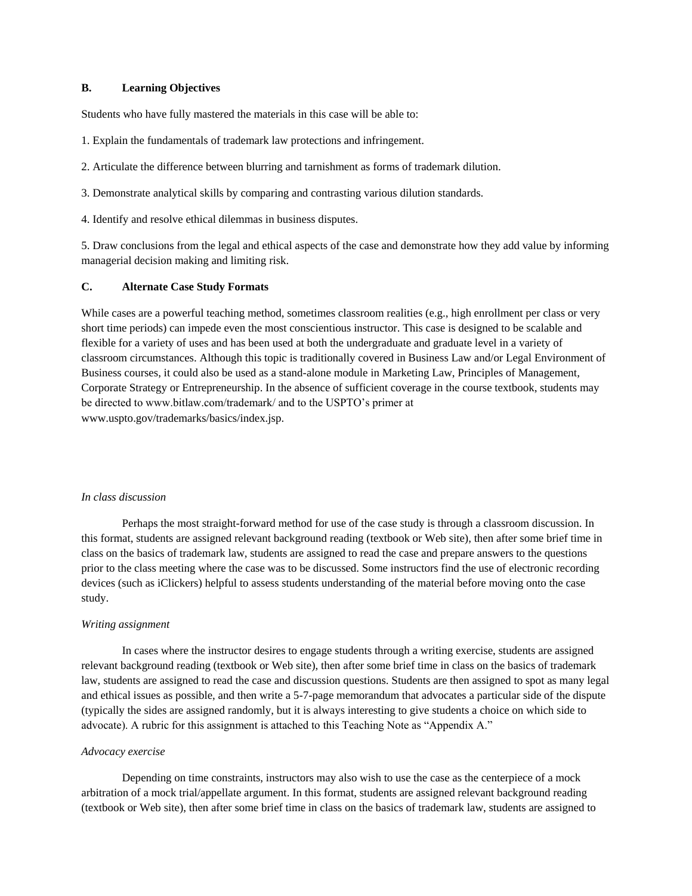### B. Learning Objectives

Students who have fully mastered the materials in this case will be able to:

1. Explain the fundamentals of trademark law protections and infringement.

2. Articulate the difference between blurring and tarnishment as forms of trademark dilution.

3. Demonstrate analytical skills by comparing and contrasting various dilution standards.

4. Identify and resolve ethical dilemmas in business disputes.

5. Draw conclusions from the legal and ethical aspects of the case and demonstrate how they add value by informing managerial decision making and limiting risk.

### C. Alternate Case Study Formats

While cases are a powerful teaching method, sometimes classroom realities (e.g., high enrollment per class or very short time periods) can impede even the most conscientious instructor. This case is designed to be scalable and flexible for a variety of uses and has been used at both the undergraduate and graduate level in a variety of classroom circumstances. Although this topic is traditionally covered in Business Law and/or Legal Environment of Business courses, it could also be used as a stand-alone module in Marketing Law, Principles of Management, Corporate Strategy or Entrepreneurship. In the absence of sufficient coverage in the course textbook, students may be directed to www.bitlaw.com/trademark/ and to the USPTO's primer at www.uspto.gov/trademarks/basics/index.jsp.

*In class discussion*

Perhaps the most straight-forward method for use of the case study is through a classroom discussion. In this format, students are assigned relevant background reading (textbook or Web site), then after some brief time in class on the basics of trademark law, students are assigned to read the case and prepare answers to the questions prior to the class meeting where the case was to be discussed. Some instructors find the use of electronic recording devices (such as iClickers) helpful to assess students understanding of the material before moving onto the case study.

*Writing assignment*

In cases where the instructor desires to engage students through a writing exercise, students are assigned relevant background reading (textbook or Web site), then after some brief time in class on the basics of trademark law, students are assigned to read the case and discussion questions. Students are then assigned to spot as many legal and ethical issues as possible, and then write a 5-7-page memorandum that advocates a particular side of the dispute (typically the sides are assigned randomly, but it is always interesting to give students a choice on which side to advocate). A rubric for this assignment is attached to this Teaching Note as "Appendix A."

*Advocacy exercise*

Depending on time constraints, instructors may also wish to use the case as the centerpiece of a mock arbitration of a mock trial/appellate argument. In this format, students are assigned relevant background reading (textbook or Web site), then after some brief time in class on the basics of trademark law, students are assigned to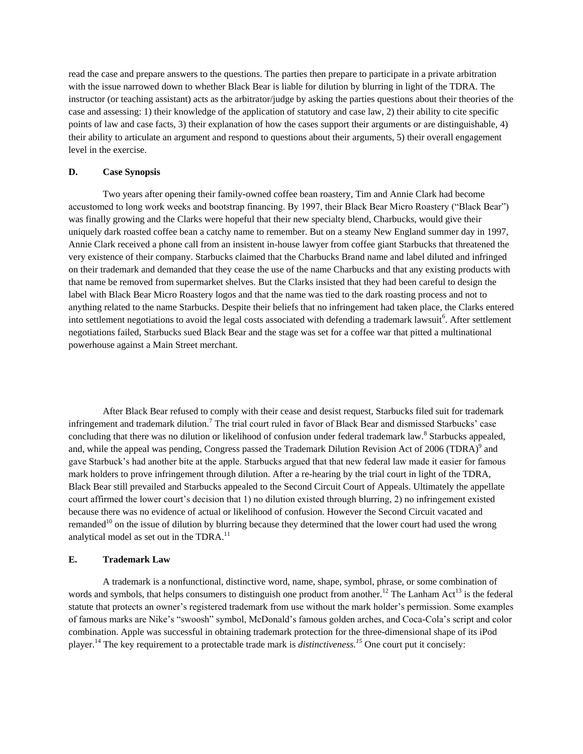read the case and prepare answers to the questions. The parties then prepare to participate in a private arbitration with the issue narrowed down to whether Black Bear is liable for dilution by blurring in light of the TDRA. The instructor (or teaching assistant) acts as the arbitrator/judge by asking the parties questions about their theories of the case and assessing: 1) their knowledge of the application of statutory and case law, 2) their ability to cite specific points of law and case facts, 3) their explanation of how the cases support their arguments or are distinguishable, 4) their ability to articulate an argument and respond to questions about their arguments, 5) their overall engagement level in the exercise.

## D. Case Synopsis

Two years after opening their family-owned coffee bean roastery, Tim and Annie Clark had become accustomed to long work weeks and bootstrap financing. By 1997, their Black Bear Micro Roastery ("Black Bear") was finally growing and the Clarks were hopeful that their new specialty blend, Charbucks, would give their uniquely dark roasted coffee bean a catchy name to remember. But on a steamy New England summer day in 1997, Annie Clark received a phone call from an insistent in-house lawyer from coffee giant Starbucks that threatened the very existence of their company. Starbucks claimed that the Charbucks Brand name and label diluted and infringed on their trademark and demanded that they cease the use of the name Charbucks and that any existing products with that name be removed from supermarket shelves. But the Clarks insisted that they had been careful to design the label with Black Bear Micro Roastery logos and that the name was tied to the dark roasting process and not to anything related to the name Starbucks. Despite their beliefs that no infringement had taken place, the Clarks entered into settlement negotiations to avoid the legal costs associated with defending a trademark lawsuit[6]. After settlement negotiations failed, Starbucks sued Black Bear and the stage was set for a coffee war that pitted a multinational powerhouse against a Main Street merchant.

After Black Bear refused to comply with their cease and desist request, Starbucks filed suit for trademark infringement and trademark dilution.[7] The trial court ruled in favor of Black Bear and dismissed Starbucks' case concluding that there was no dilution or likelihood of confusion under federal trademark law.[8] Starbucks appealed, and, while the appeal was pending, Congress passed the Trademark Dilution Revision Act of 2006 (TDRA)[9] and gave Starbuck's had another bite at the apple. Starbucks argued that that new federal law made it easier for famous mark holders to prove infringement through dilution. After a re-hearing by the trial court in light of the TDRA, Black Bear still prevailed and Starbucks appealed to the Second Circuit Court of Appeals. Ultimately the appellate court affirmed the lower court's decision that 1) no dilution existed through blurring, 2) no infringement existed because there was no evidence of actual or likelihood of confusion. However the Second Circuit vacated and remanded[10] on the issue of dilution by blurring because they determined that the lower court had used the wrong analytical model as set out in the TDRA.[11]

## E. Trademark Law

A trademark is a nonfunctional, distinctive word, name, shape, symbol, phrase, or some combination of words and symbols, that helps consumers to distinguish one product from another.[12] The Lanham Act[13] is the federal statute that protects an owner's registered trademark from use without the mark holder's permission. Some examples of famous marks are Nike's "swoosh" symbol, McDonald's famous golden arches, and Coca-Cola's script and color combination. Apple was successful in obtaining trademark protection for the three-dimensional shape of its iPod player.[14] The key requirement to a protectable trade mark is *distinctiveness.*[15] One court put it concisely: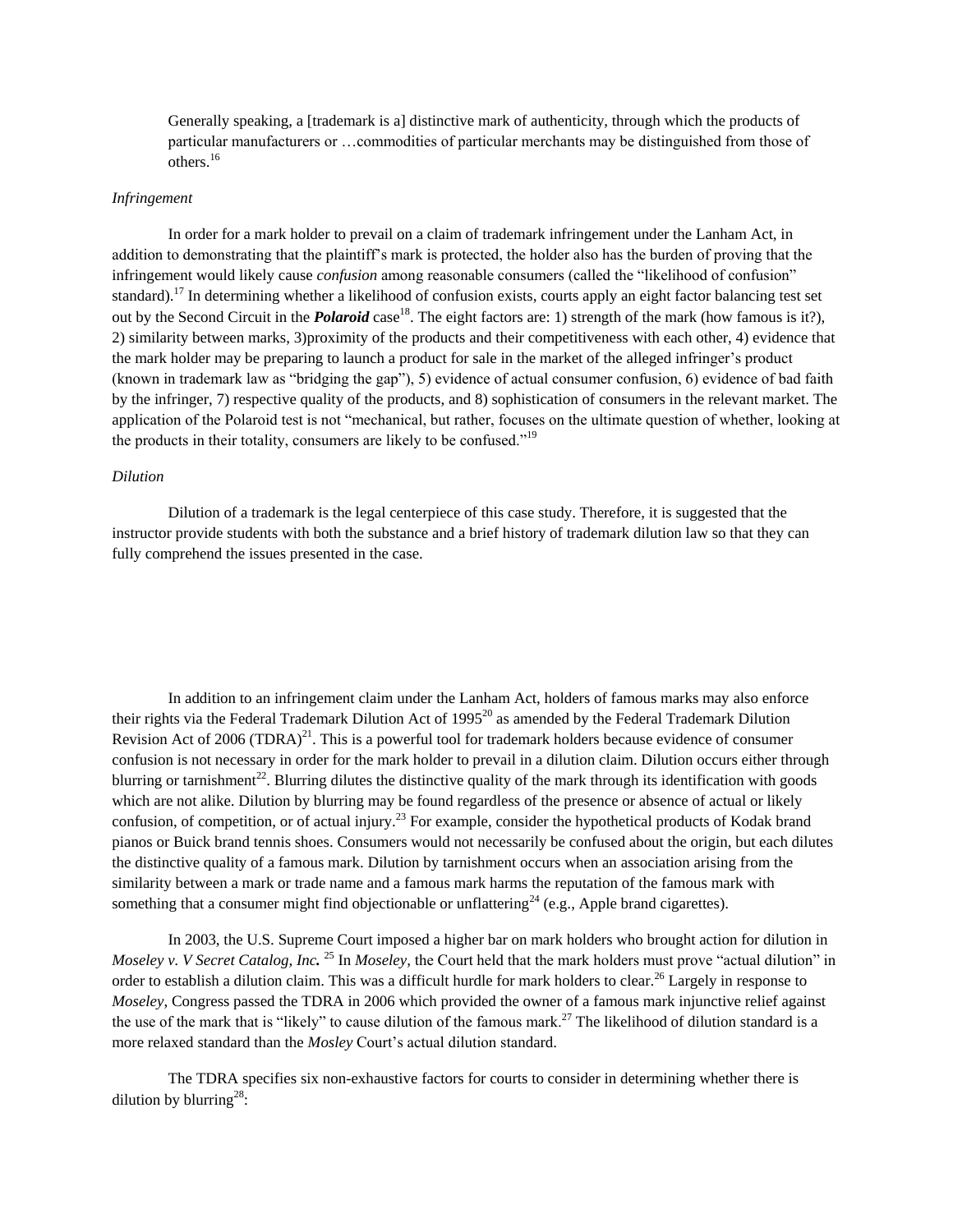Generally speaking, a [trademark is a] distinctive mark of authenticity, through which the products of particular manufacturers or …commodities of particular merchants may be distinguished from those of others.[16]

*Infringement*

In order for a mark holder to prevail on a claim of trademark infringement under the Lanham Act, in addition to demonstrating that the plaintiff's mark is protected, the holder also has the burden of proving that the infringement would likely cause *confusion* among reasonable consumers (called the "likelihood of confusion" standard).[17] In determining whether a likelihood of confusion exists, courts apply an eight factor balancing test set out by the Second Circuit in the ***Polaroid*** case[18]. The eight factors are: 1) strength of the mark (how famous is it?), 2) similarity between marks, 3)proximity of the products and their competitiveness with each other, 4) evidence that the mark holder may be preparing to launch a product for sale in the market of the alleged infringer's product (known in trademark law as "bridging the gap"), 5) evidence of actual consumer confusion, 6) evidence of bad faith by the infringer, 7) respective quality of the products, and 8) sophistication of consumers in the relevant market. The application of the Polaroid test is not "mechanical, but rather, focuses on the ultimate question of whether, looking at the products in their totality, consumers are likely to be confused."[19]

*Dilution*

Dilution of a trademark is the legal centerpiece of this case study. Therefore, it is suggested that the instructor provide students with both the substance and a brief history of trademark dilution law so that they can fully comprehend the issues presented in the case.

In addition to an infringement claim under the Lanham Act, holders of famous marks may also enforce their rights via the Federal Trademark Dilution Act of 1995[20] as amended by the Federal Trademark Dilution Revision Act of 2006 (TDRA)[21]. This is a powerful tool for trademark holders because evidence of consumer confusion is not necessary in order for the mark holder to prevail in a dilution claim. Dilution occurs either through blurring or tarnishment[22]. Blurring dilutes the distinctive quality of the mark through its identification with goods which are not alike. Dilution by blurring may be found regardless of the presence or absence of actual or likely confusion, of competition, or of actual injury.[23] For example, consider the hypothetical products of Kodak brand pianos or Buick brand tennis shoes. Consumers would not necessarily be confused about the origin, but each dilutes the distinctive quality of a famous mark. Dilution by tarnishment occurs when an association arising from the similarity between a mark or trade name and a famous mark harms the reputation of the famous mark with something that a consumer might find objectionable or unflattering[24] (e.g., Apple brand cigarettes).

In 2003, the U.S. Supreme Court imposed a higher bar on mark holders who brought action for dilution in *Moseley v. V Secret Catalog, Inc.*[25] In *Moseley*, the Court held that the mark holders must prove "actual dilution" in order to establish a dilution claim. This was a difficult hurdle for mark holders to clear.[26] Largely in response to *Moseley*, Congress passed the TDRA in 2006 which provided the owner of a famous mark injunctive relief against the use of the mark that is "likely" to cause dilution of the famous mark.[27] The likelihood of dilution standard is a more relaxed standard than the *Mosley* Court's actual dilution standard.

The TDRA specifies six non-exhaustive factors for courts to consider in determining whether there is dilution by blurring[28]: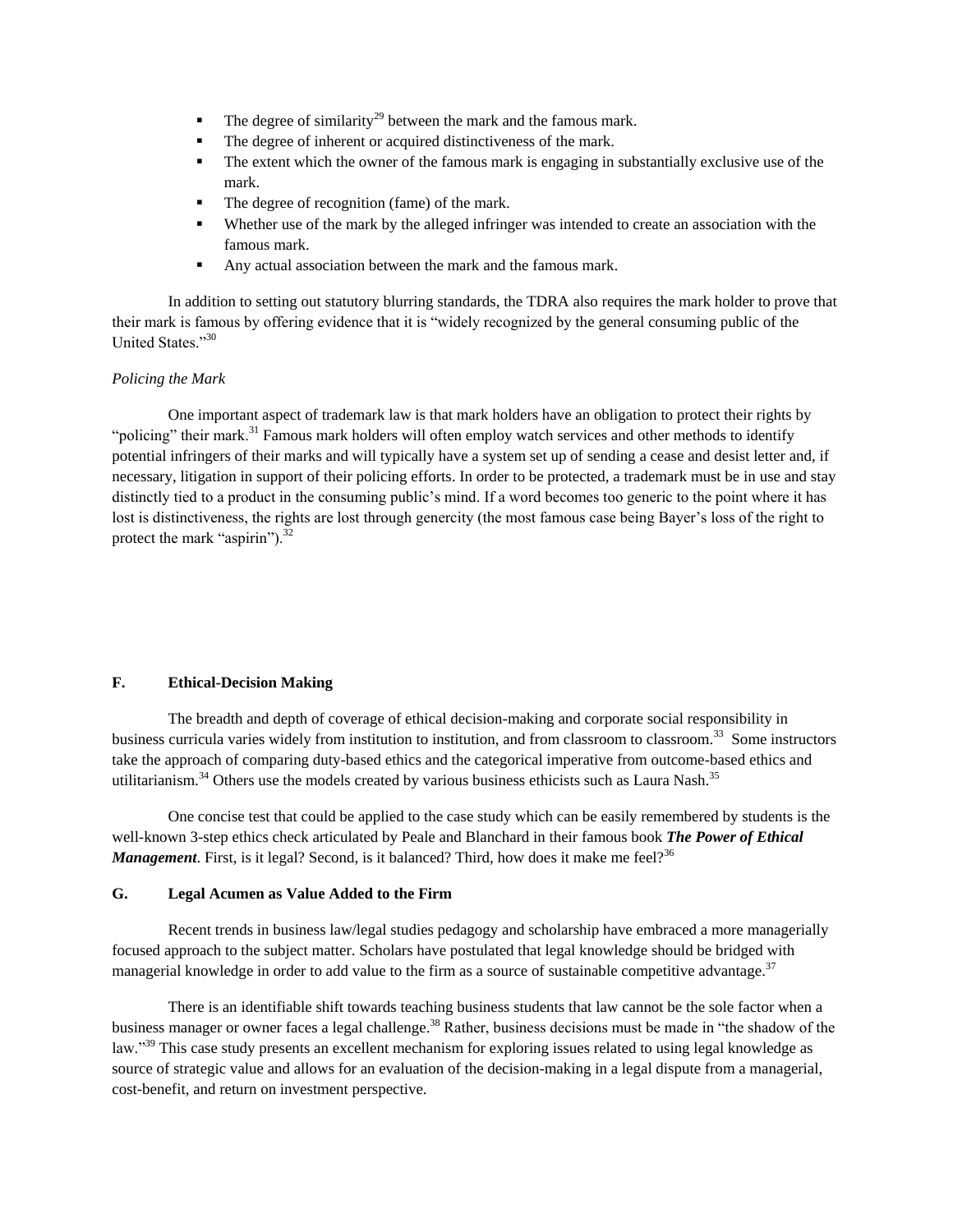- The degree of similarity[29] between the mark and the famous mark.
- The degree of inherent or acquired distinctiveness of the mark.
- The extent which the owner of the famous mark is engaging in substantially exclusive use of the mark.
- The degree of recognition (fame) of the mark.
- Whether use of the mark by the alleged infringer was intended to create an association with the famous mark.
- Any actual association between the mark and the famous mark.

In addition to setting out statutory blurring standards, the TDRA also requires the mark holder to prove that their mark is famous by offering evidence that it is "widely recognized by the general consuming public of the United States."[30]

*Policing the Mark*

One important aspect of trademark law is that mark holders have an obligation to protect their rights by "policing" their mark.[31] Famous mark holders will often employ watch services and other methods to identify potential infringers of their marks and will typically have a system set up of sending a cease and desist letter and, if necessary, litigation in support of their policing efforts. In order to be protected, a trademark must be in use and stay distinctly tied to a product in the consuming public's mind. If a word becomes too generic to the point where it has lost is distinctiveness, the rights are lost through genercity (the most famous case being Bayer's loss of the right to protect the mark "aspirin").[32]

## F. Ethical-Decision Making

The breadth and depth of coverage of ethical decision-making and corporate social responsibility in business curricula varies widely from institution to institution, and from classroom to classroom.[33] Some instructors take the approach of comparing duty-based ethics and the categorical imperative from outcome-based ethics and utilitarianism.[34] Others use the models created by various business ethicists such as Laura Nash.[35]

One concise test that could be applied to the case study which can be easily remembered by students is the well-known 3-step ethics check articulated by Peale and Blanchard in their famous book ***The Power of Ethical Management***. First, is it legal? Second, is it balanced? Third, how does it make me feel?[36]

## G. Legal Acumen as Value Added to the Firm

Recent trends in business law/legal studies pedagogy and scholarship have embraced a more managerially focused approach to the subject matter. Scholars have postulated that legal knowledge should be bridged with managerial knowledge in order to add value to the firm as a source of sustainable competitive advantage.[37]

There is an identifiable shift towards teaching business students that law cannot be the sole factor when a business manager or owner faces a legal challenge.[38] Rather, business decisions must be made in "the shadow of the law."[39] This case study presents an excellent mechanism for exploring issues related to using legal knowledge as source of strategic value and allows for an evaluation of the decision-making in a legal dispute from a managerial, cost-benefit, and return on investment perspective.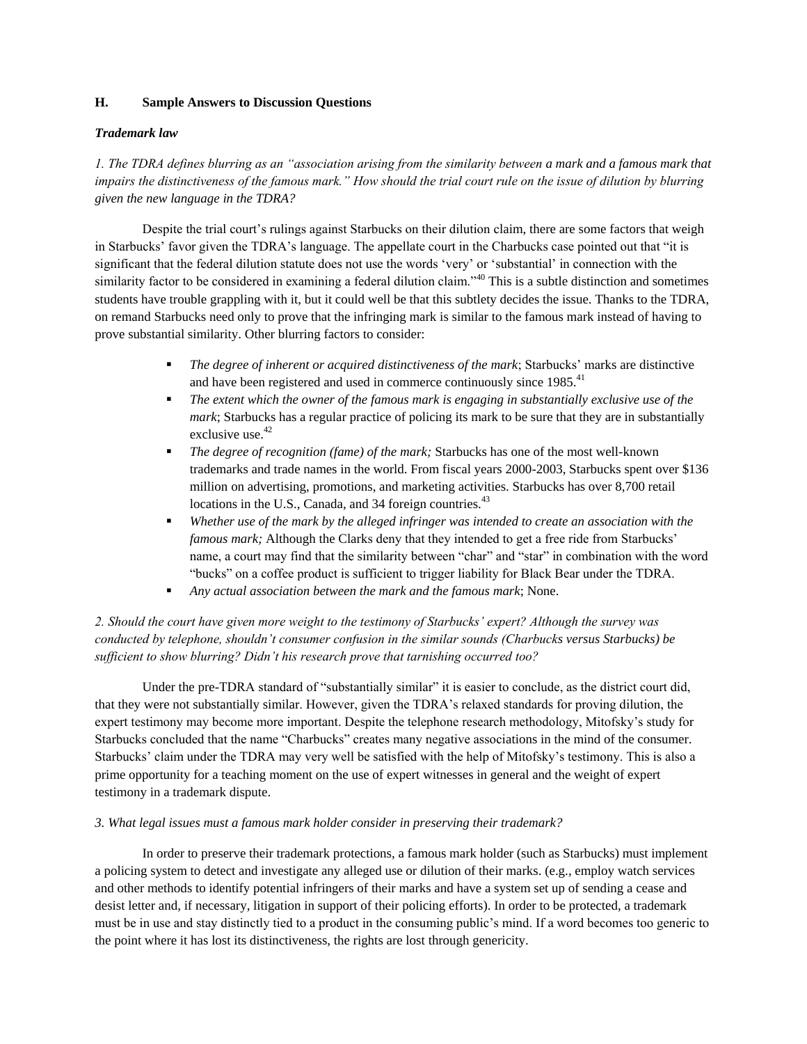## H. Sample Answers to Discussion Questions

### *Trademark law*

*1. The TDRA defines blurring as an "association arising from the similarity between a mark and a famous mark that impairs the distinctiveness of the famous mark." How should the trial court rule on the issue of dilution by blurring given the new language in the TDRA?*

Despite the trial court's rulings against Starbucks on their dilution claim, there are some factors that weigh in Starbucks' favor given the TDRA's language. The appellate court in the Charbucks case pointed out that "it is significant that the federal dilution statute does not use the words 'very' or 'substantial' in connection with the similarity factor to be considered in examining a federal dilution claim."[40] This is a subtle distinction and sometimes students have trouble grappling with it, but it could well be that this subtlety decides the issue. Thanks to the TDRA, on remand Starbucks need only to prove that the infringing mark is similar to the famous mark instead of having to prove substantial similarity. Other blurring factors to consider:

- *The degree of inherent or acquired distinctiveness of the mark*; Starbucks' marks are distinctive and have been registered and used in commerce continuously since 1985.[41]
- *The extent which the owner of the famous mark is engaging in substantially exclusive use of the mark*; Starbucks has a regular practice of policing its mark to be sure that they are in substantially exclusive use.[42]
- *The degree of recognition (fame) of the mark;* Starbucks has one of the most well-known trademarks and trade names in the world. From fiscal years 2000-2003, Starbucks spent over $136 million on advertising, promotions, and marketing activities. Starbucks has over 8,700 retail locations in the U.S., Canada, and 34 foreign countries.[43]
- *Whether use of the mark by the alleged infringer was intended to create an association with the famous mark;* Although the Clarks deny that they intended to get a free ride from Starbucks' name, a court may find that the similarity between "char" and "star" in combination with the word "bucks" on a coffee product is sufficient to trigger liability for Black Bear under the TDRA.
- *Any actual association between the mark and the famous mark*; None.

*2. Should the court have given more weight to the testimony of Starbucks' expert? Although the survey was conducted by telephone, shouldn't consumer confusion in the similar sounds (Charbucks versus Starbucks) be sufficient to show blurring? Didn't his research prove that tarnishing occurred too?*

Under the pre-TDRA standard of "substantially similar" it is easier to conclude, as the district court did, that they were not substantially similar. However, given the TDRA's relaxed standards for proving dilution, the expert testimony may become more important. Despite the telephone research methodology, Mitofsky's study for Starbucks concluded that the name "Charbucks" creates many negative associations in the mind of the consumer. Starbucks' claim under the TDRA may very well be satisfied with the help of Mitofsky's testimony. This is also a prime opportunity for a teaching moment on the use of expert witnesses in general and the weight of expert testimony in a trademark dispute.

*3. What legal issues must a famous mark holder consider in preserving their trademark?*

In order to preserve their trademark protections, a famous mark holder (such as Starbucks) must implement a policing system to detect and investigate any alleged use or dilution of their marks. (e.g., employ watch services and other methods to identify potential infringers of their marks and have a system set up of sending a cease and desist letter and, if necessary, litigation in support of their policing efforts). In order to be protected, a trademark must be in use and stay distinctly tied to a product in the consuming public's mind. If a word becomes too generic to the point where it has lost its distinctiveness, the rights are lost through genericity.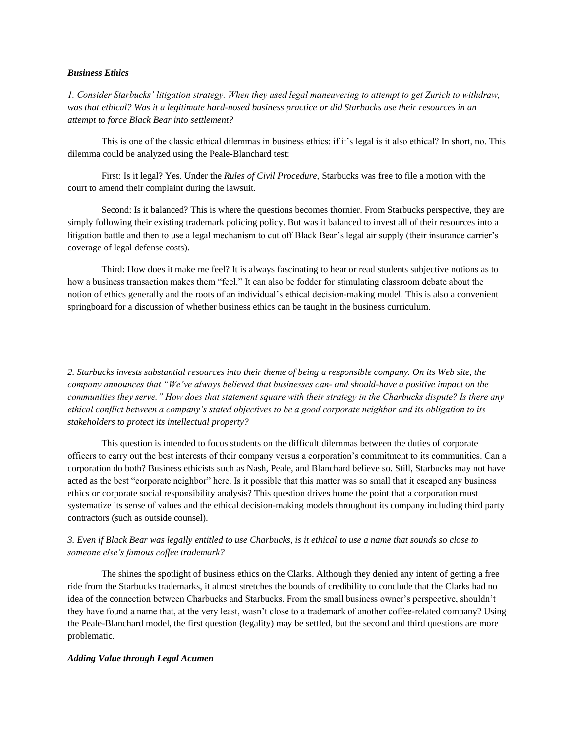***Business Ethics***

*1. Consider Starbucks' litigation strategy. When they used legal maneuvering to attempt to get Zurich to withdraw, was that ethical? Was it a legitimate hard-nosed business practice or did Starbucks use their resources in an attempt to force Black Bear into settlement?*

This is one of the classic ethical dilemmas in business ethics: if it's legal is it also ethical? In short, no. This dilemma could be analyzed using the Peale-Blanchard test:

First: Is it legal? Yes. Under the *Rules of Civil Procedure*, Starbucks was free to file a motion with the court to amend their complaint during the lawsuit.

Second: Is it balanced? This is where the questions becomes thornier. From Starbucks perspective, they are simply following their existing trademark policing policy. But was it balanced to invest all of their resources into a litigation battle and then to use a legal mechanism to cut off Black Bear's legal air supply (their insurance carrier's coverage of legal defense costs).

Third: How does it make me feel? It is always fascinating to hear or read students subjective notions as to how a business transaction makes them "feel." It can also be fodder for stimulating classroom debate about the notion of ethics generally and the roots of an individual's ethical decision-making model. This is also a convenient springboard for a discussion of whether business ethics can be taught in the business curriculum.

*2. Starbucks invests substantial resources into their theme of being a responsible company. On its Web site, the company announces that "We've always believed that businesses can- and should-have a positive impact on the communities they serve." How does that statement square with their strategy in the Charbucks dispute? Is there any ethical conflict between a company's stated objectives to be a good corporate neighbor and its obligation to its stakeholders to protect its intellectual property?*

This question is intended to focus students on the difficult dilemmas between the duties of corporate officers to carry out the best interests of their company versus a corporation's commitment to its communities. Can a corporation do both? Business ethicists such as Nash, Peale, and Blanchard believe so. Still, Starbucks may not have acted as the best "corporate neighbor" here. Is it possible that this matter was so small that it escaped any business ethics or corporate social responsibility analysis? This question drives home the point that a corporation must systematize its sense of values and the ethical decision-making models throughout its company including third party contractors (such as outside counsel).

*3. Even if Black Bear was legally entitled to use Charbucks, is it ethical to use a name that sounds so close to someone else's famous coffee trademark?*

The shines the spotlight of business ethics on the Clarks. Although they denied any intent of getting a free ride from the Starbucks trademarks, it almost stretches the bounds of credibility to conclude that the Clarks had no idea of the connection between Charbucks and Starbucks. From the small business owner's perspective, shouldn't they have found a name that, at the very least, wasn't close to a trademark of another coffee-related company? Using the Peale-Blanchard model, the first question (legality) may be settled, but the second and third questions are more problematic.

***Adding Value through Legal Acumen***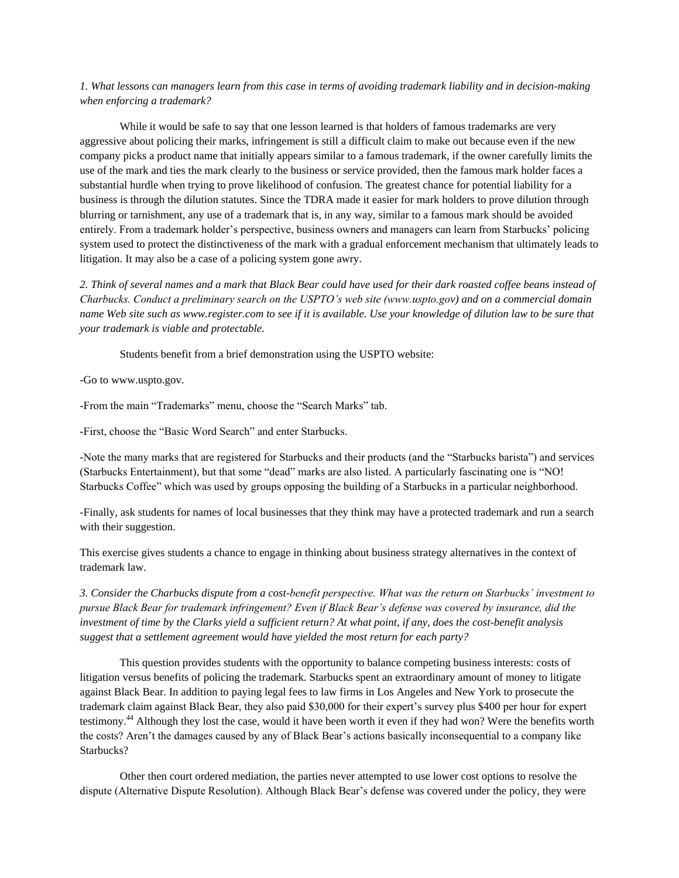*1. What lessons can managers learn from this case in terms of avoiding trademark liability and in decision-making when enforcing a trademark?*

While it would be safe to say that one lesson learned is that holders of famous trademarks are very aggressive about policing their marks, infringement is still a difficult claim to make out because even if the new company picks a product name that initially appears similar to a famous trademark, if the owner carefully limits the use of the mark and ties the mark clearly to the business or service provided, then the famous mark holder faces a substantial hurdle when trying to prove likelihood of confusion. The greatest chance for potential liability for a business is through the dilution statutes. Since the TDRA made it easier for mark holders to prove dilution through blurring or tarnishment, any use of a trademark that is, in any way, similar to a famous mark should be avoided entirely. From a trademark holder's perspective, business owners and managers can learn from Starbucks' policing system used to protect the distinctiveness of the mark with a gradual enforcement mechanism that ultimately leads to litigation. It may also be a case of a policing system gone awry.

*2. Think of several names and a mark that Black Bear could have used for their dark roasted coffee beans instead of Charbucks. Conduct a preliminary search on the USPTO's web site (www.uspto.gov) and on a commercial domain name Web site such as www.register.com to see if it is available. Use your knowledge of dilution law to be sure that your trademark is viable and protectable.*

Students benefit from a brief demonstration using the USPTO website:

-Go to www.uspto.gov.

-From the main "Trademarks" menu, choose the "Search Marks" tab.

-First, choose the "Basic Word Search" and enter Starbucks.

-Note the many marks that are registered for Starbucks and their products (and the "Starbucks barista") and services (Starbucks Entertainment), but that some "dead" marks are also listed. A particularly fascinating one is "NO! Starbucks Coffee" which was used by groups opposing the building of a Starbucks in a particular neighborhood.

-Finally, ask students for names of local businesses that they think may have a protected trademark and run a search with their suggestion.

This exercise gives students a chance to engage in thinking about business strategy alternatives in the context of trademark law.

*3. Consider the Charbucks dispute from a cost-benefit perspective. What was the return on Starbucks' investment to pursue Black Bear for trademark infringement? Even if Black Bear's defense was covered by insurance, did the investment of time by the Clarks yield a sufficient return? At what point, if any, does the cost-benefit analysis suggest that a settlement agreement would have yielded the most return for each party?*

This question provides students with the opportunity to balance competing business interests: costs of litigation versus benefits of policing the trademark. Starbucks spent an extraordinary amount of money to litigate against Black Bear. In addition to paying legal fees to law firms in Los Angeles and New York to prosecute the trademark claim against Black Bear, they also paid $30,000 for their expert's survey plus $400 per hour for expert testimony.[44] Although they lost the case, would it have been worth it even if they had won? Were the benefits worth the costs? Aren't the damages caused by any of Black Bear's actions basically inconsequential to a company like Starbucks?

Other then court ordered mediation, the parties never attempted to use lower cost options to resolve the dispute (Alternative Dispute Resolution). Although Black Bear's defense was covered under the policy, they were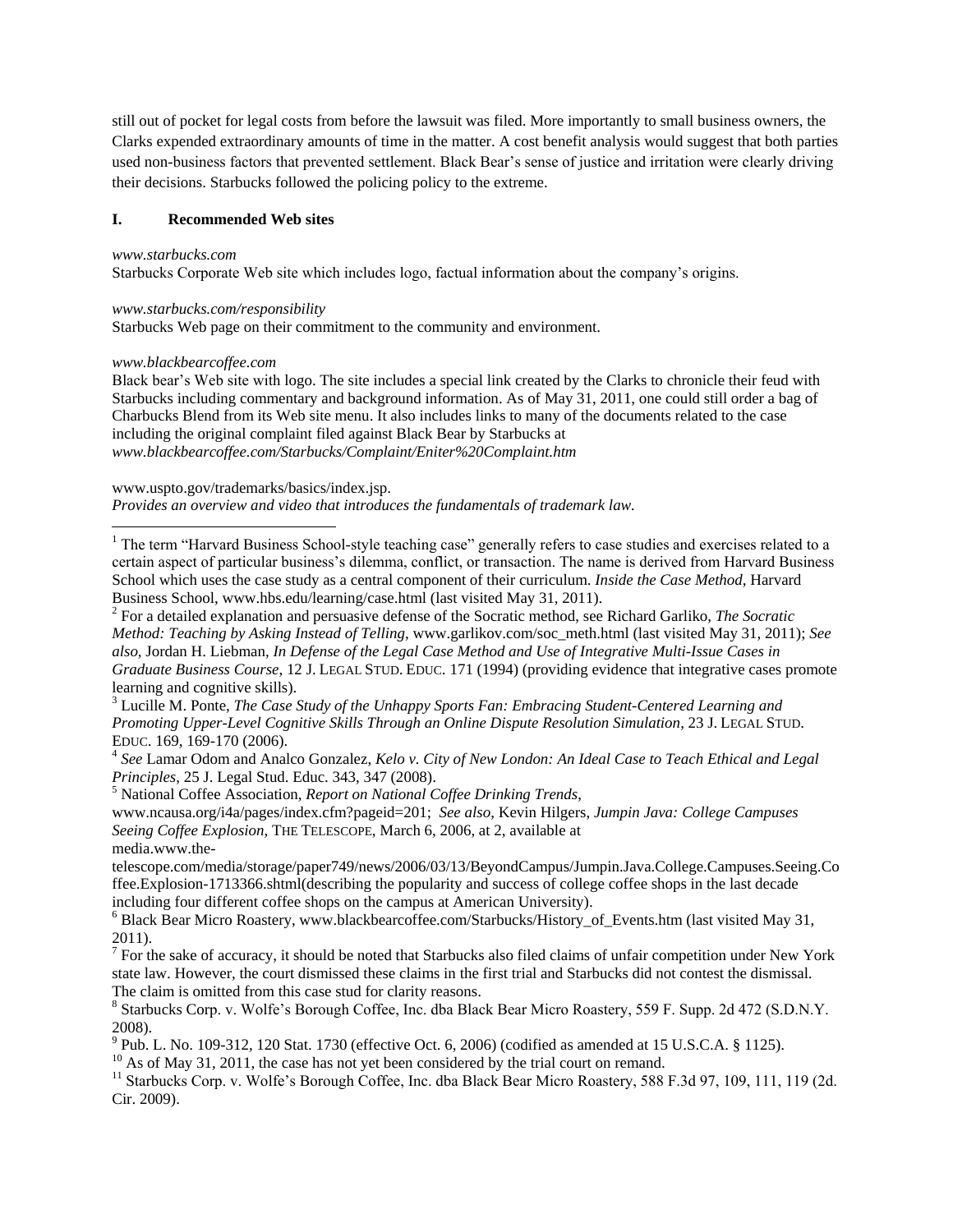still out of pocket for legal costs from before the lawsuit was filed. More importantly to small business owners, the Clarks expended extraordinary amounts of time in the matter. A cost benefit analysis would suggest that both parties used non-business factors that prevented settlement. Black Bear's sense of justice and irritation were clearly driving their decisions. Starbucks followed the policing policy to the extreme.

## I. Recommended Web sites

*www.starbucks.com*
Starbucks Corporate Web site which includes logo, factual information about the company's origins.

*www.starbucks.com/responsibility*
Starbucks Web page on their commitment to the community and environment.

*www.blackbearcoffee.com*
Black bear's Web site with logo. The site includes a special link created by the Clarks to chronicle their feud with Starbucks including commentary and background information. As of May 31, 2011, one could still order a bag of Charbucks Blend from its Web site menu. It also includes links to many of the documents related to the case including the original complaint filed against Black Bear by Starbucks at *www.blackbearcoffee.com/Starbucks/Complaint/Eniter%20Complaint.htm*

www.uspto.gov/trademarks/basics/index.jsp.
*Provides an overview and video that introduces the fundamentals of trademark law.*

---

[1] The term "Harvard Business School-style teaching case" generally refers to case studies and exercises related to a certain aspect of particular business's dilemma, conflict, or transaction. The name is derived from Harvard Business School which uses the case study as a central component of their curriculum. *Inside the Case Method*, Harvard Business School, www.hbs.edu/learning/case.html (last visited May 31, 2011).

[2] For a detailed explanation and persuasive defense of the Socratic method, see Richard Garliko, *The Socratic Method: Teaching by Asking Instead of Telling*, www.garlikov.com/soc_meth.html (last visited May 31, 2011); *See also*, Jordan H. Liebman, *In Defense of the Legal Case Method and Use of Integrative Multi-Issue Cases in Graduate Business Course*, 12 J. LEGAL STUD. EDUC. 171 (1994) (providing evidence that integrative cases promote learning and cognitive skills).

[3] Lucille M. Ponte, *The Case Study of the Unhappy Sports Fan: Embracing Student-Centered Learning and Promoting Upper-Level Cognitive Skills Through an Online Dispute Resolution Simulation*, 23 J. LEGAL STUD. EDUC. 169, 169-170 (2006).

[4] *See* Lamar Odom and Analco Gonzalez, *Kelo v. City of New London: An Ideal Case to Teach Ethical and Legal Principles*, 25 J. Legal Stud. Educ. 343, 347 (2008).

[5] National Coffee Association, *Report on National Coffee Drinking Trends*, www.ncausa.org/i4a/pages/index.cfm?pageid=201; *See also*, Kevin Hilgers, *Jumpin Java: College Campuses Seeing Coffee Explosion*, THE TELESCOPE, March 6, 2006, at 2, available at media.www.the-telescope.com/media/storage/paper749/news/2006/03/13/BeyondCampus/Jumpin.Java.College.Campuses.Seeing.Coffee.Explosion-1713366.shtml(describing the popularity and success of college coffee shops in the last decade including four different coffee shops on the campus at American University).

[6] Black Bear Micro Roastery, www.blackbearcoffee.com/Starbucks/History_of_Events.htm (last visited May 31, 2011).

[7] For the sake of accuracy, it should be noted that Starbucks also filed claims of unfair competition under New York state law. However, the court dismissed these claims in the first trial and Starbucks did not contest the dismissal. The claim is omitted from this case stud for clarity reasons.

[8] Starbucks Corp. v. Wolfe's Borough Coffee, Inc. dba Black Bear Micro Roastery, 559 F. Supp. 2d 472 (S.D.N.Y. 2008).

[9] Pub. L. No. 109-312, 120 Stat. 1730 (effective Oct. 6, 2006) (codified as amended at 15 U.S.C.A. § 1125).

[10] As of May 31, 2011, the case has not yet been considered by the trial court on remand.

[11] Starbucks Corp. v. Wolfe's Borough Coffee, Inc. dba Black Bear Micro Roastery, 588 F.3d 97, 109, 111, 119 (2d. Cir. 2009).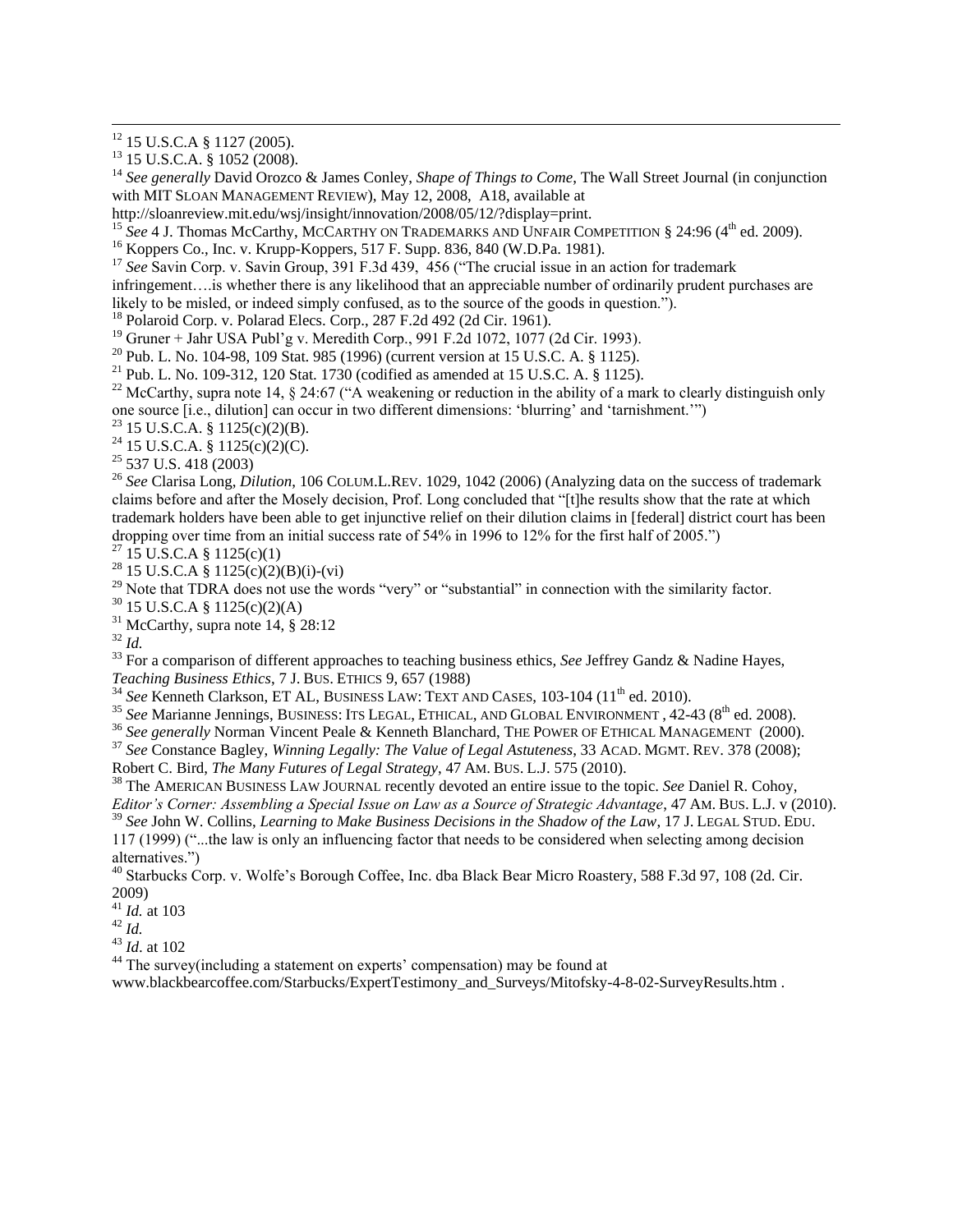[12] 15 U.S.C.A § 1127 (2005).

[13] 15 U.S.C.A. § 1052 (2008).

[14] *See generally* David Orozco & James Conley, *Shape of Things to Come*, The Wall Street Journal (in conjunction with MIT SLOAN MANAGEMENT REVIEW), May 12, 2008, A18, available at http://sloanreview.mit.edu/wsj/insight/innovation/2008/05/12/?display=print.

[15] *See* 4 J. Thomas McCarthy, MCCARTHY ON TRADEMARKS AND UNFAIR COMPETITION § 24:96 (4th ed. 2009).

[16] Koppers Co., Inc. v. Krupp-Koppers, 517 F. Supp. 836, 840 (W.D.Pa. 1981).

[17] *See* Savin Corp. v. Savin Group, 391 F.3d 439, 456 ("The crucial issue in an action for trademark infringement….is whether there is any likelihood that an appreciable number of ordinarily prudent purchases are likely to be misled, or indeed simply confused, as to the source of the goods in question.").

[18] Polaroid Corp. v. Polarad Elecs. Corp., 287 F.2d 492 (2d Cir. 1961).

[19] Gruner + Jahr USA Publ'g v. Meredith Corp., 991 F.2d 1072, 1077 (2d Cir. 1993).

[20] Pub. L. No. 104-98, 109 Stat. 985 (1996) (current version at 15 U.S.C. A. § 1125).

[21] Pub. L. No. 109-312, 120 Stat. 1730 (codified as amended at 15 U.S.C. A. § 1125).

[22] McCarthy, supra note 14, § 24:67 ("A weakening or reduction in the ability of a mark to clearly distinguish only one source [i.e., dilution] can occur in two different dimensions: 'blurring' and 'tarnishment.'")

[23] 15 U.S.C.A. § 1125(c)(2)(B).

[24] 15 U.S.C.A. § 1125(c)(2)(C).

[25] 537 U.S. 418 (2003)

[26] *See* Clarisa Long, *Dilution*, 106 COLUM.L.REV. 1029, 1042 (2006) (Analyzing data on the success of trademark claims before and after the Mosely decision, Prof. Long concluded that "[t]he results show that the rate at which trademark holders have been able to get injunctive relief on their dilution claims in [federal] district court has been dropping over time from an initial success rate of 54% in 1996 to 12% for the first half of 2005.")

[27] 15 U.S.C.A § 1125(c)(1)

[28] 15 U.S.C.A § 1125(c)(2)(B)(i)-(vi)

[29] Note that TDRA does not use the words "very" or "substantial" in connection with the similarity factor.

[30] 15 U.S.C.A § 1125(c)(2)(A)

[31] McCarthy, supra note 14, § 28:12

[32] *Id.*

[33] For a comparison of different approaches to teaching business ethics, *See* Jeffrey Gandz & Nadine Hayes, *Teaching Business Ethics*, 7 J. BUS. ETHICS 9, 657 (1988)

[34] *See* Kenneth Clarkson, ET AL, BUSINESS LAW: TEXT AND CASES, 103-104 (11th ed. 2010).

[35] *See* Marianne Jennings, BUSINESS: ITS LEGAL, ETHICAL, AND GLOBAL ENVIRONMENT , 42-43 (8th ed. 2008).

[36] *See generally* Norman Vincent Peale & Kenneth Blanchard, THE POWER OF ETHICAL MANAGEMENT (2000).

[37] *See* Constance Bagley, *Winning Legally: The Value of Legal Astuteness*, 33 ACAD. MGMT. REV. 378 (2008); Robert C. Bird, *The Many Futures of Legal Strategy*, 47 AM. BUS. L.J. 575 (2010).

[38] The AMERICAN BUSINESS LAW JOURNAL recently devoted an entire issue to the topic. *See* Daniel R. Cohoy, *Editor's Corner: Assembling a Special Issue on Law as a Source of Strategic Advantage*, 47 AM. BUS. L.J. v (2010).

[39] *See* John W. Collins, *Learning to Make Business Decisions in the Shadow of the Law*, 17 J. LEGAL STUD. EDU. 117 (1999) ("...the law is only an influencing factor that needs to be considered when selecting among decision alternatives.")

[40] Starbucks Corp. v. Wolfe's Borough Coffee, Inc. dba Black Bear Micro Roastery, 588 F.3d 97, 108 (2d. Cir. 2009)

[41] *Id.* at 103

[42] *Id.*

[43] *Id*. at 102

[44] The survey(including a statement on experts' compensation) may be found at www.blackbearcoffee.com/Starbucks/ExpertTestimony_and_Surveys/Mitofsky-4-8-02-SurveyResults.htm .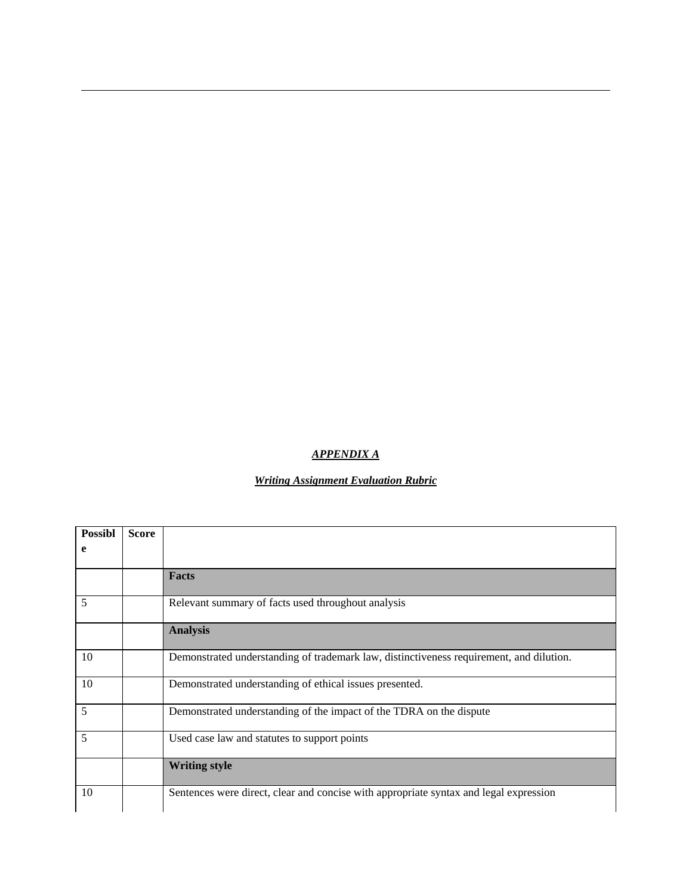***APPENDIX A***

***Writing Assignment Evaluation Rubric***

| **Possible** | **Score** | |
|---|---|---|
| | | **Facts** |
| 5 | | Relevant summary of facts used throughout analysis |
| | | **Analysis** |
| 10 | | Demonstrated understanding of trademark law, distinctiveness requirement, and dilution. |
| 10 | | Demonstrated understanding of ethical issues presented. |
| 5 | | Demonstrated understanding of the impact of the TDRA on the dispute |
| 5 | | Used case law and statutes to support points |
| | | **Writing style** |
| 10 | | Sentences were direct, clear and concise with appropriate syntax and legal expression |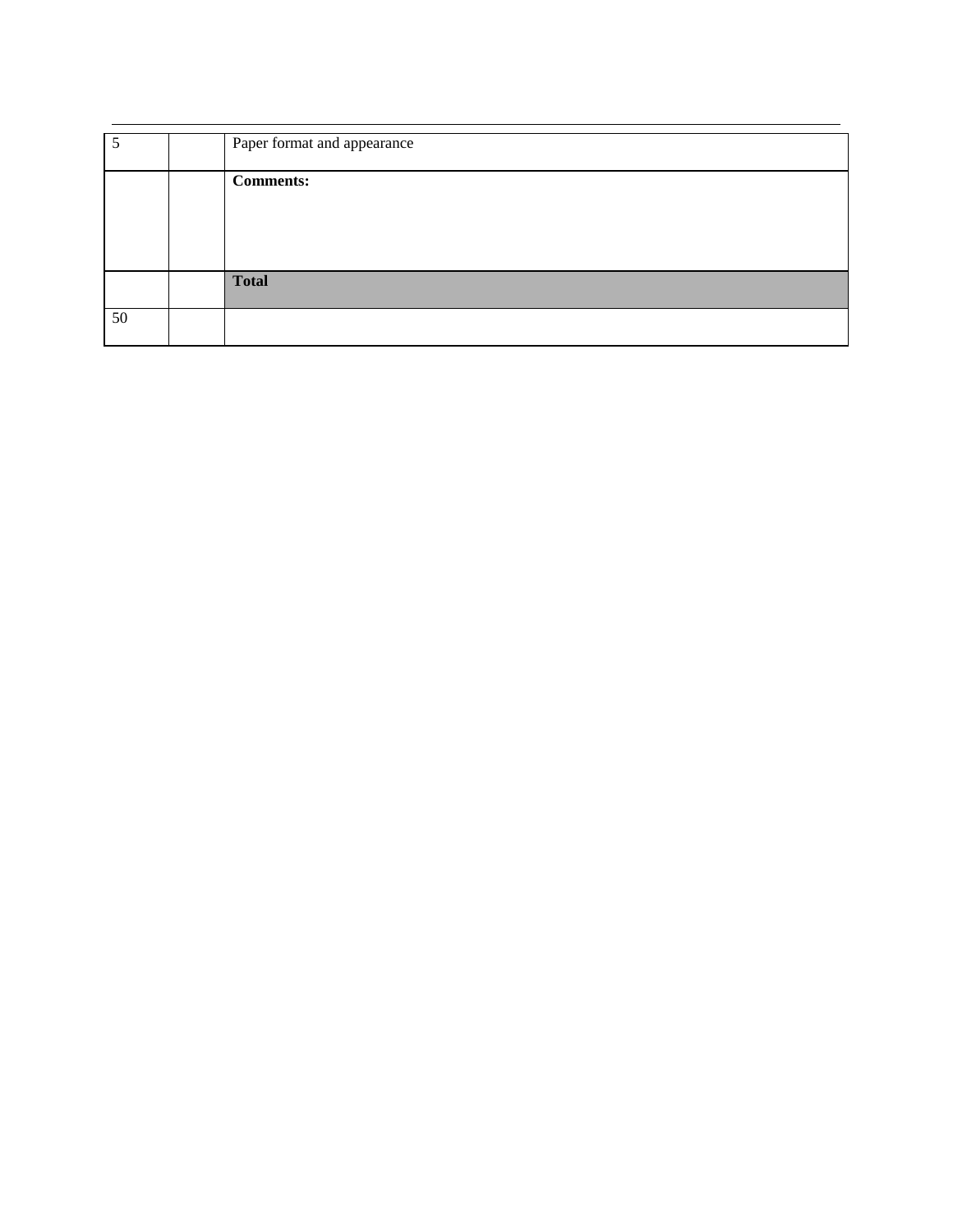| | | |
|---|---|---|
| 5 | | Paper format and appearance |
| | | **Comments:** |
| | | **Total** |
| 50 | | |